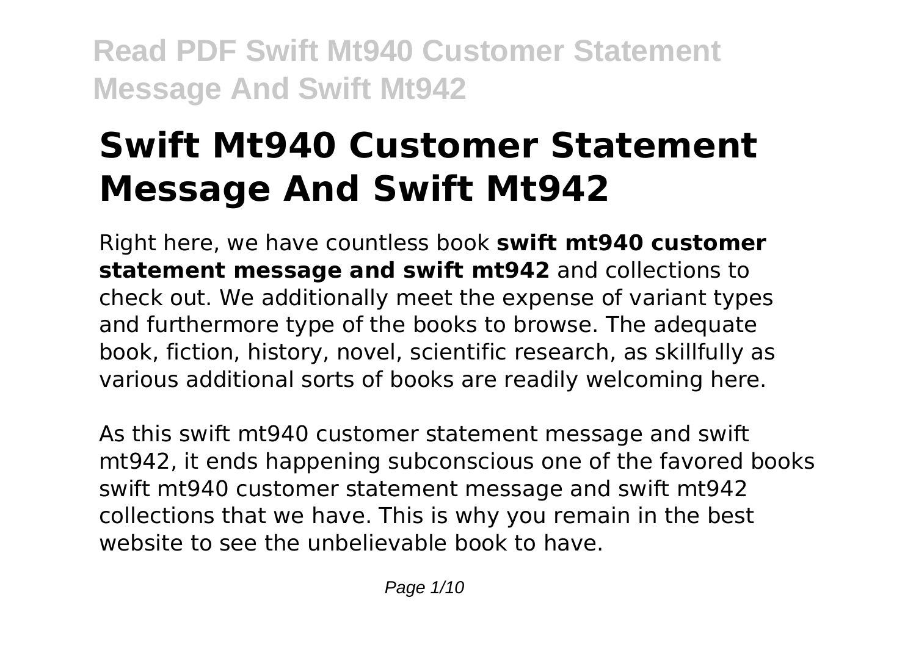# Swift Mt940 Customer Statement Message And Swift Mt942

Right here, we have countless book **swift mt940 customer statement message and swift mt942** and collections to check out. We additionally meet the expense of variant types and furthermore type of the books to browse. The adequate book, fiction, history, novel, scientific research, as skillfully as various additional sorts of books are readily welcoming here.

As this swift mt940 customer statement message and swift mt942, it ends happening subconscious one of the favored books swift mt940 customer statement message and swift mt942 collections that we have. This is why you remain in the best website to see the unbelievable book to have.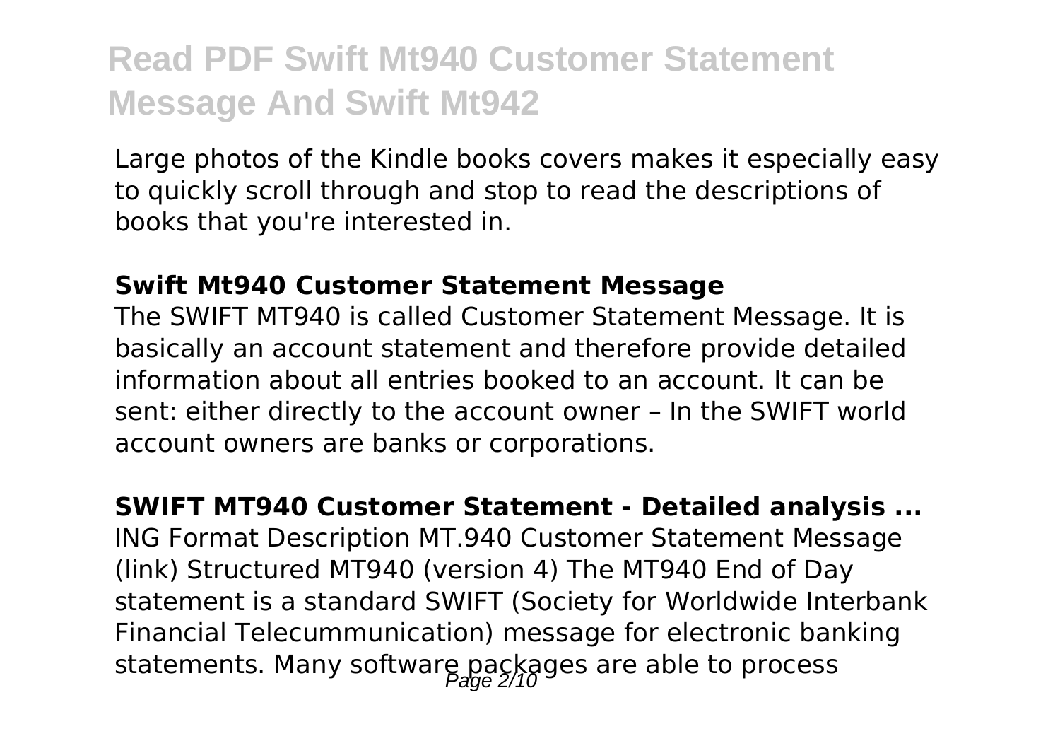Large photos of the Kindle books covers makes it especially easy to quickly scroll through and stop to read the descriptions of books that you're interested in.

**Swift Mt940 Customer Statement Message**

The SWIFT MT940 is called Customer Statement Message. It is basically an account statement and therefore provide detailed information about all entries booked to an account. It can be sent: either directly to the account owner – In the SWIFT world account owners are banks or corporations.

**SWIFT MT940 Customer Statement - Detailed analysis ...**

ING Format Description MT.940 Customer Statement Message (link) Structured MT940 (version 4) The MT940 End of Day statement is a standard SWIFT (Society for Worldwide Interbank Financial Telecummunication) message for electronic banking statements. Many software packages are able to process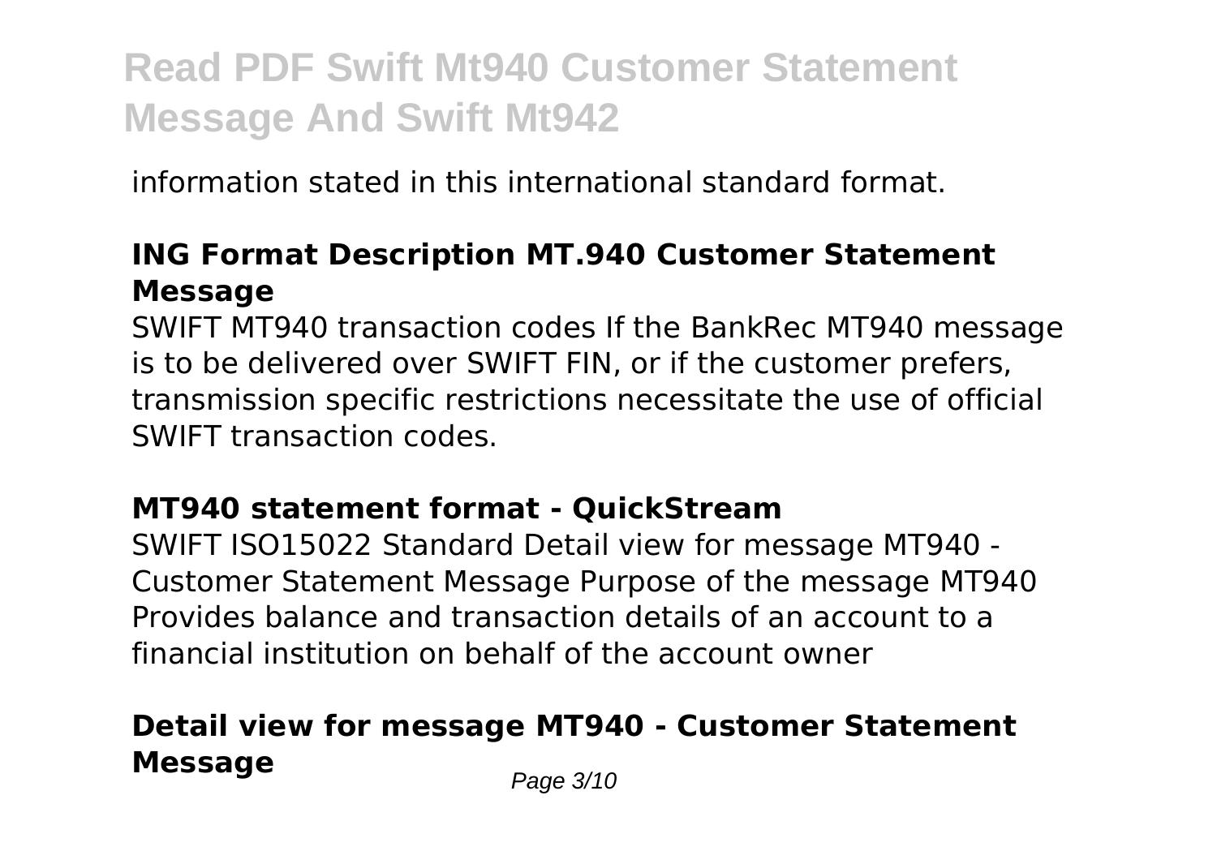information stated in this international standard format.

### ING Format Description MT.940 Customer Statement Message

SWIFT MT940 transaction codes If the BankRec MT940 message is to be delivered over SWIFT FIN, or if the customer prefers, transmission specific restrictions necessitate the use of official SWIFT transaction codes.

### MT940 statement format - QuickStream

SWIFT ISO15022 Standard Detail view for message MT940 - Customer Statement Message Purpose of the message MT940 Provides balance and transaction details of an account to a financial institution on behalf of the account owner

## Detail view for message MT940 - Customer Statement Message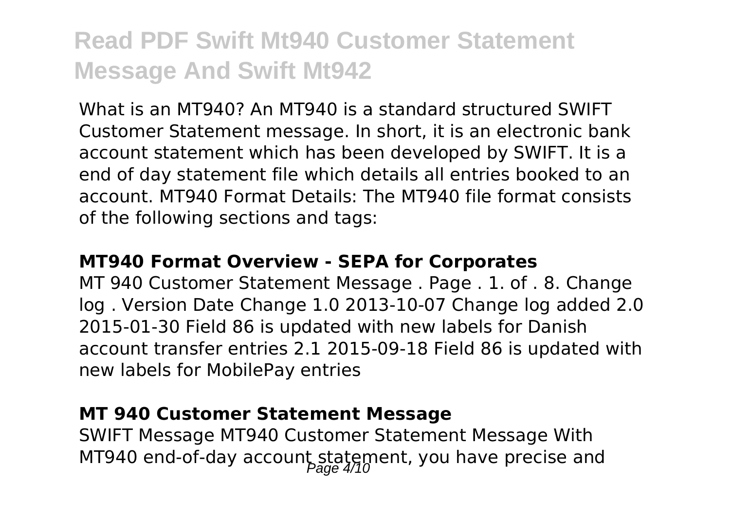What is an MT940? An MT940 is a standard structured SWIFT Customer Statement message. In short, it is an electronic bank account statement which has been developed by SWIFT. It is a end of day statement file which details all entries booked to an account. MT940 Format Details: The MT940 file format consists of the following sections and tags:

### MT940 Format Overview - SEPA for Corporates

MT 940 Customer Statement Message . Page . 1. of . 8. Change log . Version Date Change 1.0 2013-10-07 Change log added 2.0 2015-01-30 Field 86 is updated with new labels for Danish account transfer entries 2.1 2015-09-18 Field 86 is updated with new labels for MobilePay entries

### MT 940 Customer Statement Message

SWIFT Message MT940 Customer Statement Message With MT940 end-of-day account statement, you have precise and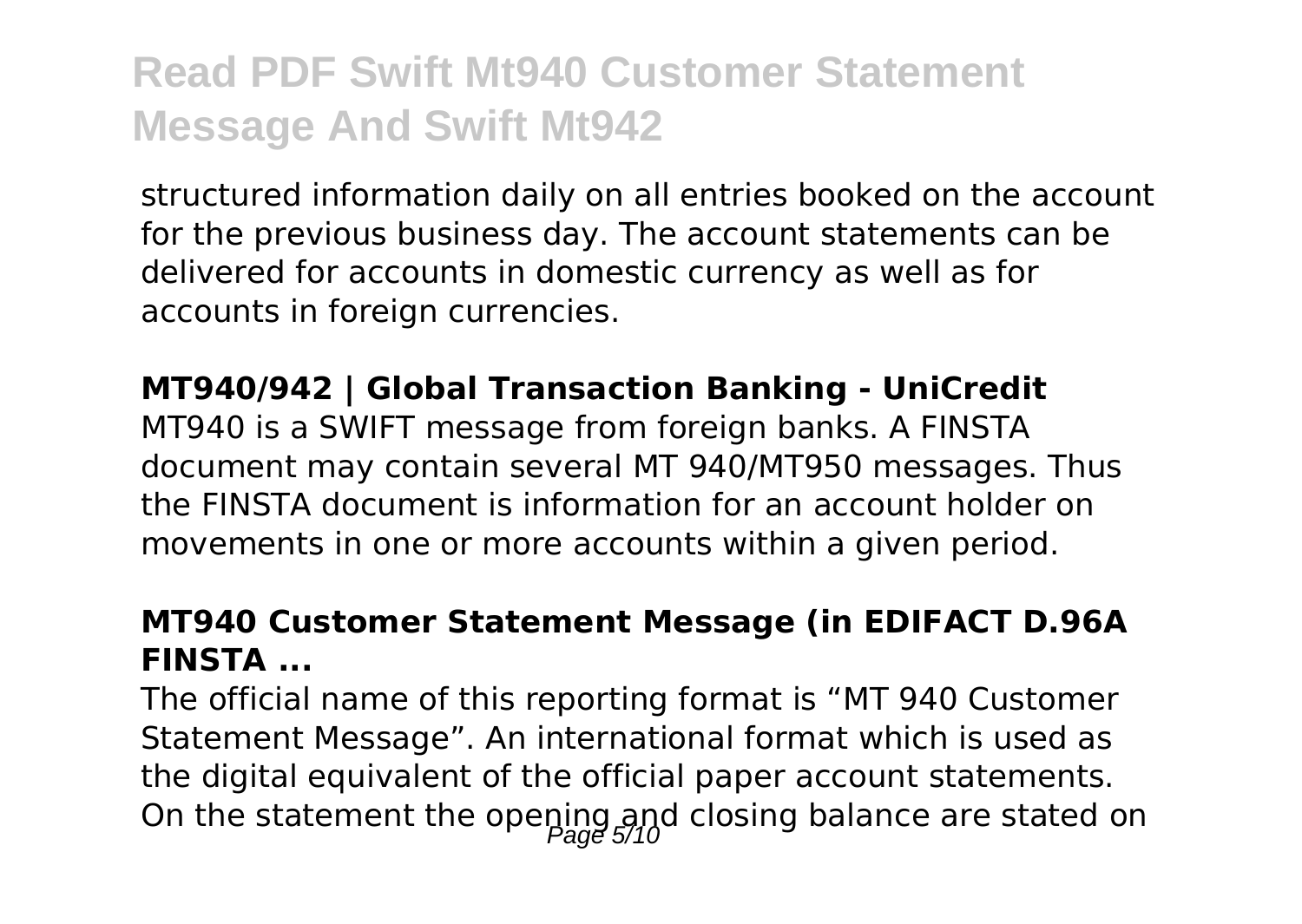structured information daily on all entries booked on the account for the previous business day. The account statements can be delivered for accounts in domestic currency as well as for accounts in foreign currencies.

**MT940/942 | Global Transaction Banking - UniCredit**

MT940 is a SWIFT message from foreign banks. A FINSTA document may contain several MT 940/MT950 messages. Thus the FINSTA document is information for an account holder on movements in one or more accounts within a given period.

**MT940 Customer Statement Message (in EDIFACT D.96A FINSTA ...**

The official name of this reporting format is "MT 940 Customer Statement Message". An international format which is used as the digital equivalent of the official paper account statements. On the statement the opening and closing balance are stated on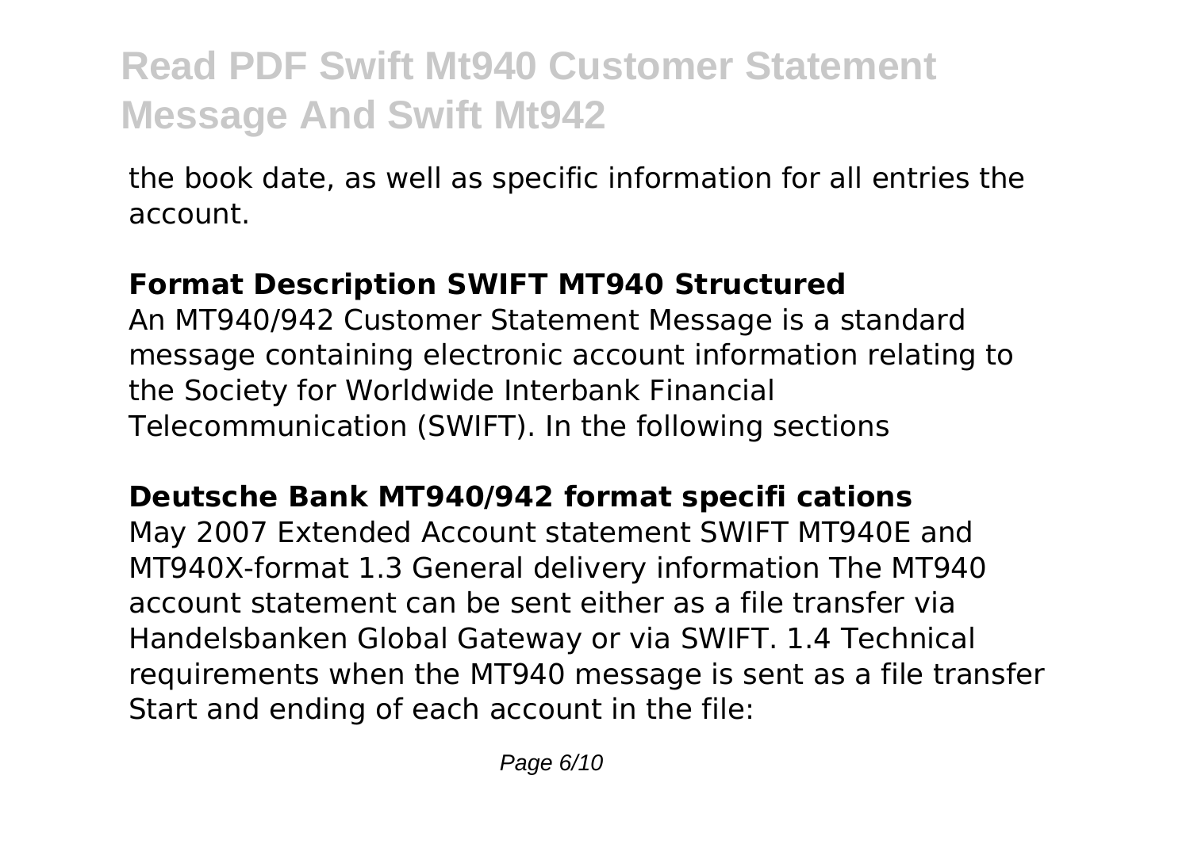the book date, as well as specific information for all entries the account.

**Format Description SWIFT MT940 Structured**

An MT940/942 Customer Statement Message is a standard message containing electronic account information relating to the Society for Worldwide Interbank Financial Telecommunication (SWIFT). In the following sections

**Deutsche Bank MT940/942 format specifi cations**

May 2007 Extended Account statement SWIFT MT940E and MT940X-format 1.3 General delivery information The MT940 account statement can be sent either as a file transfer via Handelsbanken Global Gateway or via SWIFT. 1.4 Technical requirements when the MT940 message is sent as a file transfer Start and ending of each account in the file: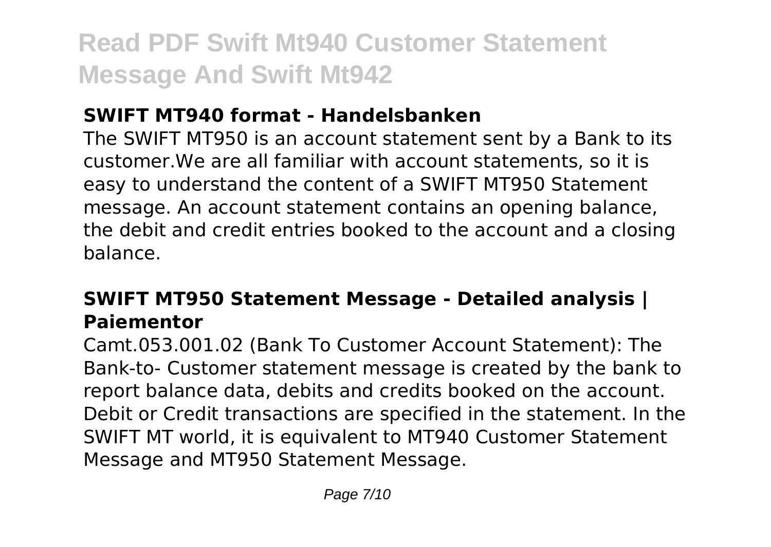### SWIFT MT940 format - Handelsbanken

The SWIFT MT950 is an account statement sent by a Bank to its customer.We are all familiar with account statements, so it is easy to understand the content of a SWIFT MT950 Statement message. An account statement contains an opening balance, the debit and credit entries booked to the account and a closing balance.

### SWIFT MT950 Statement Message - Detailed analysis | Paiementor

Camt.053.001.02 (Bank To Customer Account Statement): The Bank-to- Customer statement message is created by the bank to report balance data, debits and credits booked on the account. Debit or Credit transactions are specified in the statement. In the SWIFT MT world, it is equivalent to MT940 Customer Statement Message and MT950 Statement Message.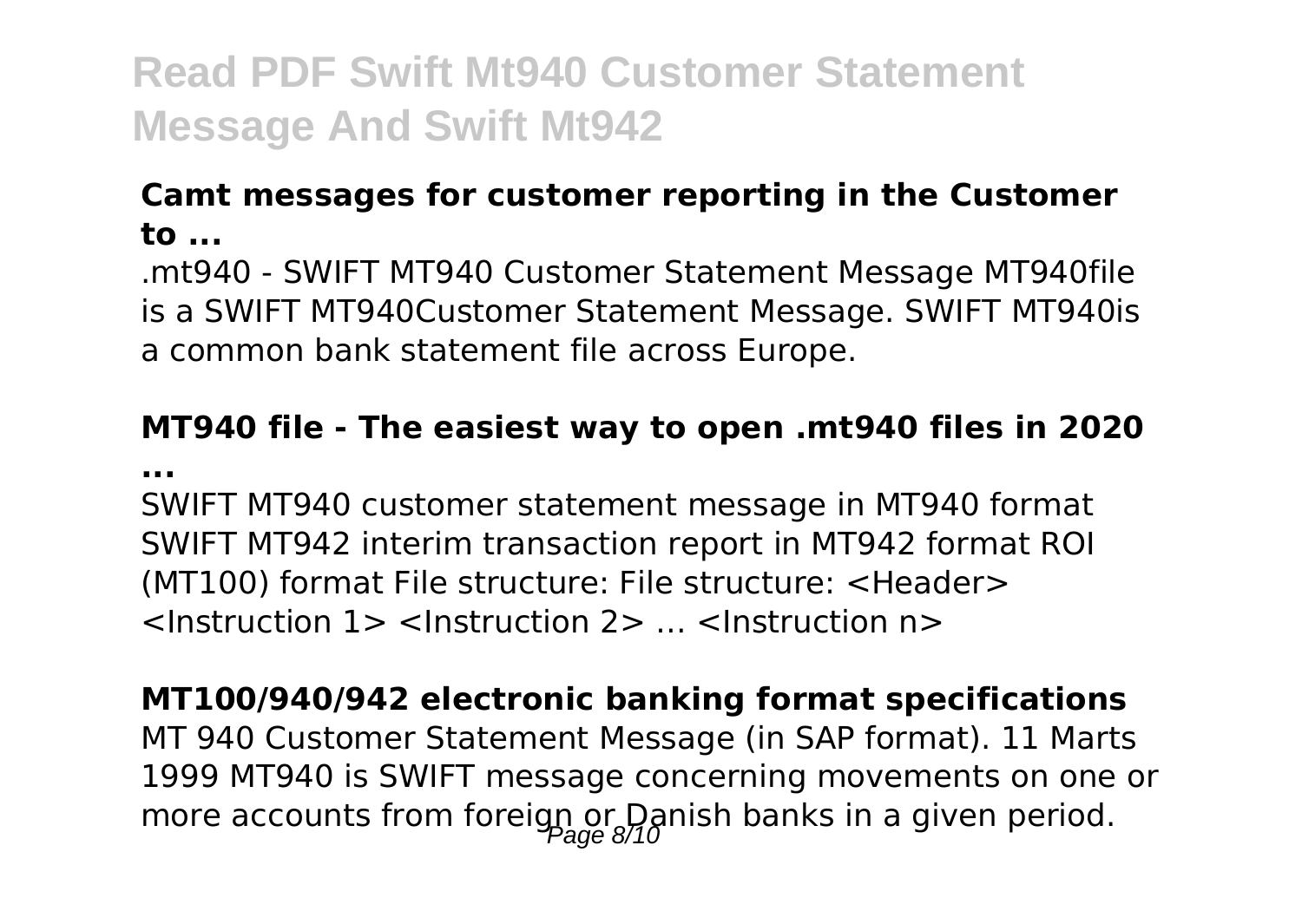**Camt messages for customer reporting in the Customer to ...**

.mt940 - SWIFT MT940 Customer Statement Message MT940file is a SWIFT MT940Customer Statement Message. SWIFT MT940is a common bank statement file across Europe.

**MT940 file - The easiest way to open .mt940 files in 2020 ...**

SWIFT MT940 customer statement message in MT940 format SWIFT MT942 interim transaction report in MT942 format ROI (MT100) format File structure: File structure: <Header> <Instruction 1> <Instruction 2> … <Instruction n>

**MT100/940/942 electronic banking format specifications**

MT 940 Customer Statement Message (in SAP format). 11 Marts 1999 MT940 is SWIFT message concerning movements on one or more accounts from foreign or Danish banks in a given period.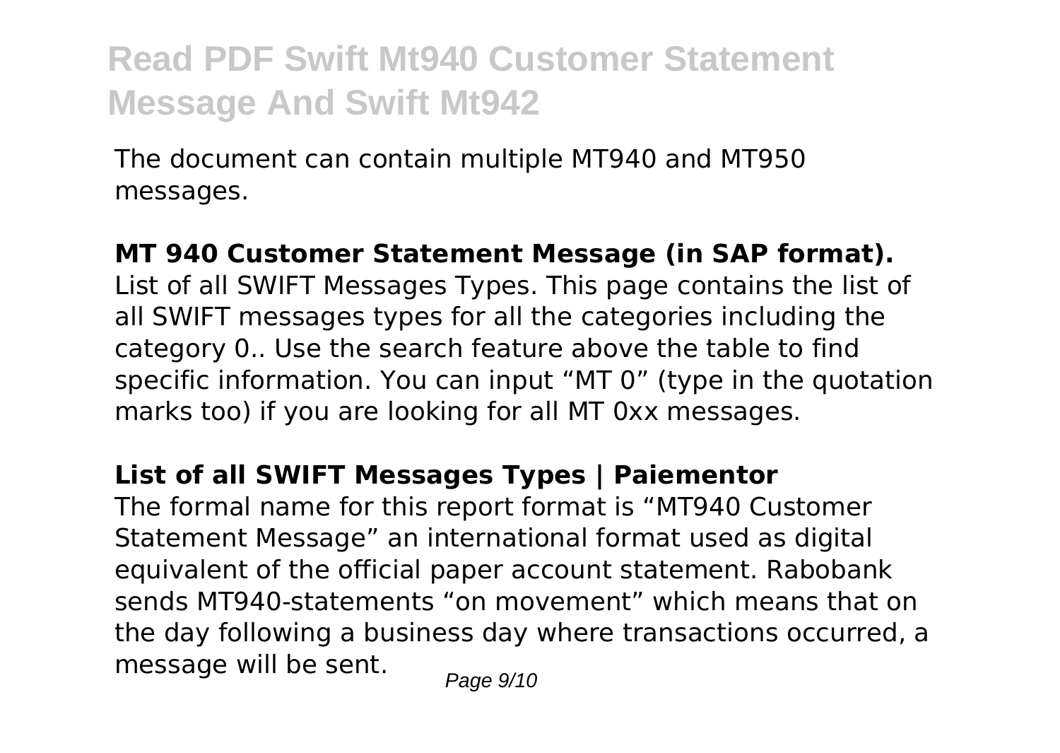The document can contain multiple MT940 and MT950 messages.

**MT 940 Customer Statement Message (in SAP format).**

List of all SWIFT Messages Types. This page contains the list of all SWIFT messages types for all the categories including the category 0.. Use the search feature above the table to find specific information. You can input "MT 0" (type in the quotation marks too) if you are looking for all MT 0xx messages.

**List of all SWIFT Messages Types | Paiementor**

The formal name for this report format is "MT940 Customer Statement Message" an international format used as digital equivalent of the official paper account statement. Rabobank sends MT940-statements "on movement" which means that on the day following a business day where transactions occurred, a message will be sent.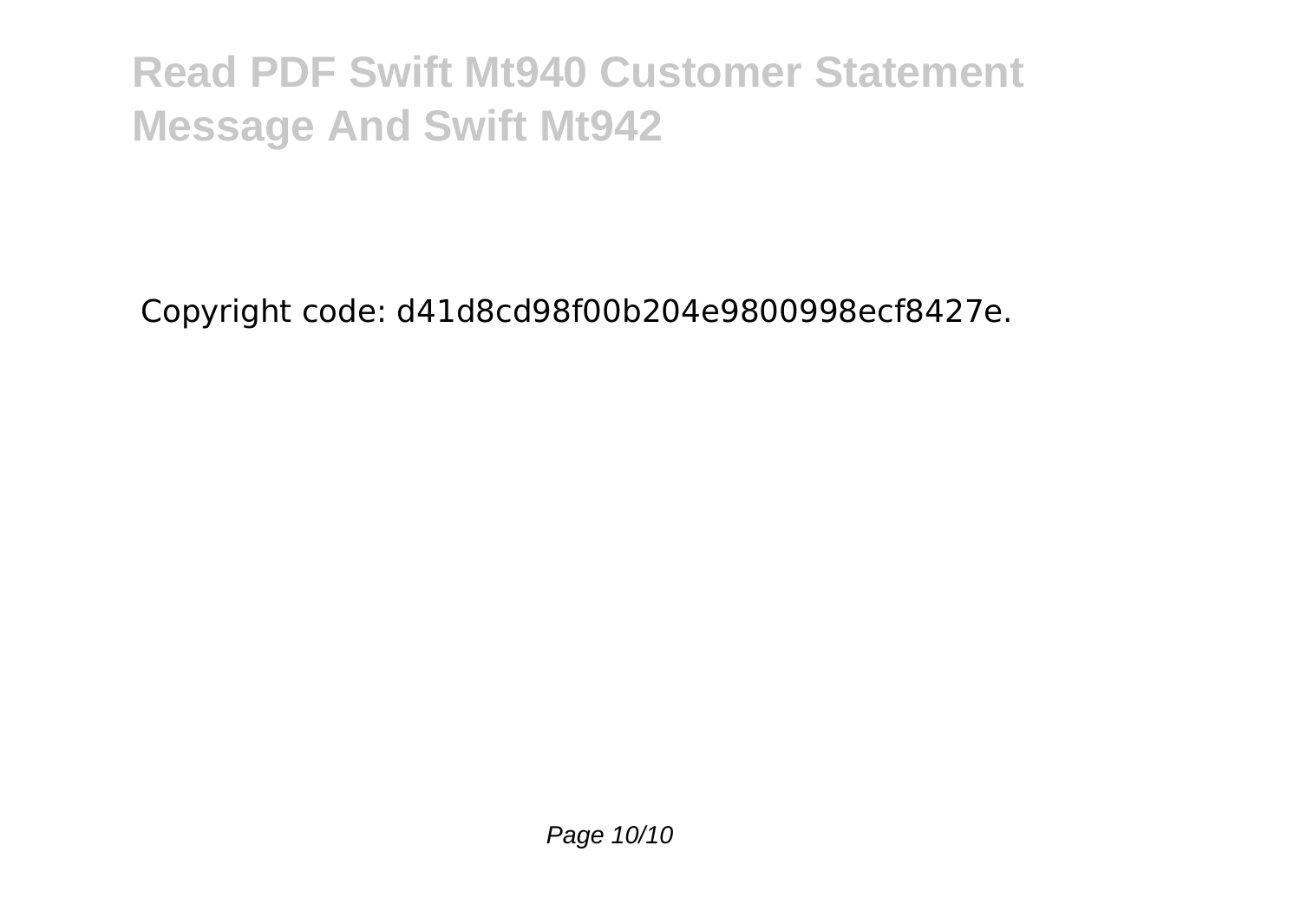Copyright code: d41d8cd98f00b204e9800998ecf8427e.